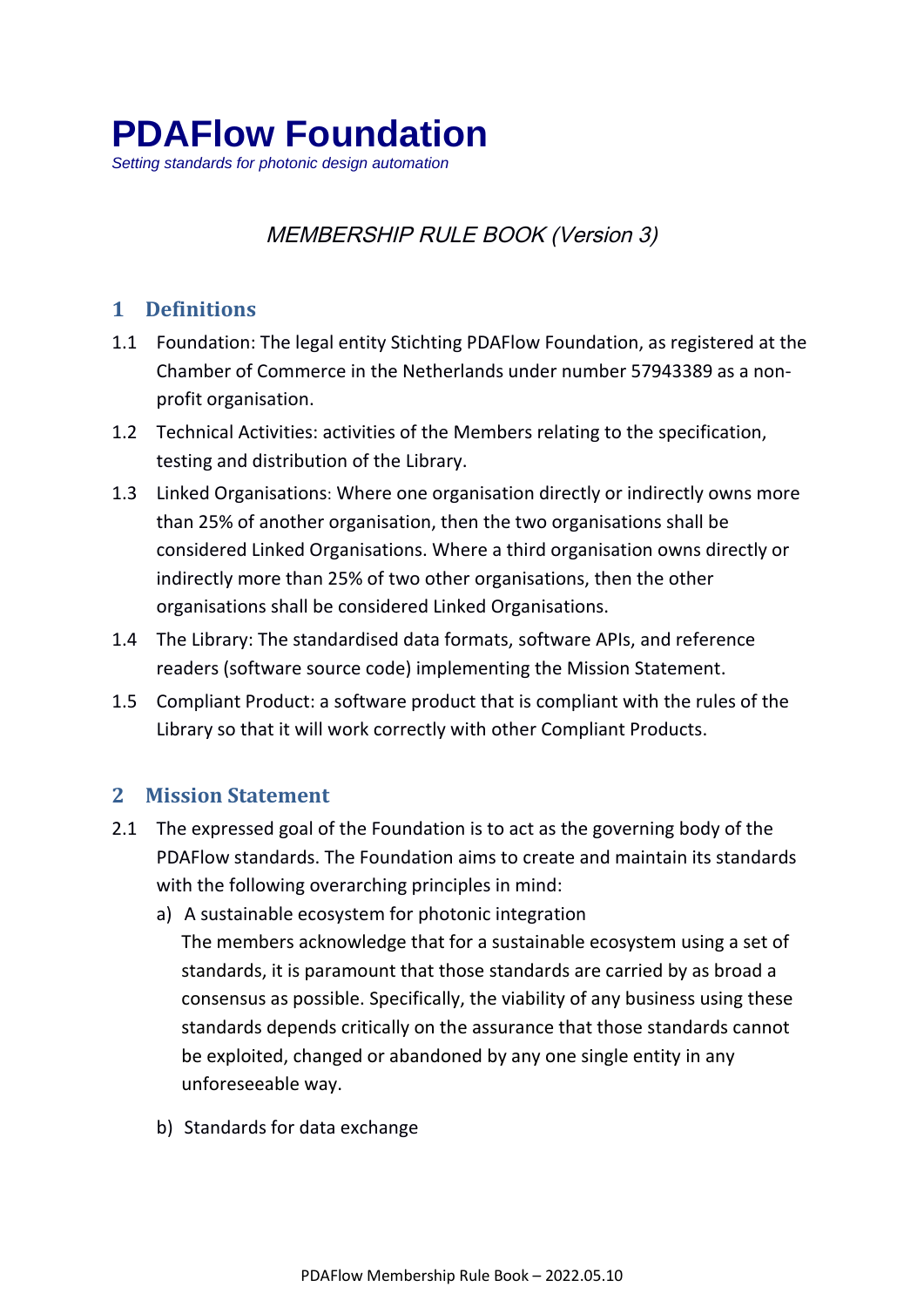# PDAFlow Foundation

*Setting standards for photonic design automation*

*MEMBERSHIP RULE BOOK (Version 3)*

## 1 Definitions

1.1 Foundation: The legal entity Stichting PDAFlow Foundation, as registered at the Chamber of Commerce in the Netherlands under number 57943389 as a non-profit organisation.

1.2 Technical Activities: activities of the Members relating to the specification, testing and distribution of the Library.

1.3 Linked Organisations: Where one organisation directly or indirectly owns more than 25% of another organisation, then the two organisations shall be considered Linked Organisations. Where a third organisation owns directly or indirectly more than 25% of two other organisations, then the other organisations shall be considered Linked Organisations.

1.4 The Library: The standardised data formats, software APIs, and reference readers (software source code) implementing the Mission Statement.

1.5 Compliant Product: a software product that is compliant with the rules of the Library so that it will work correctly with other Compliant Products.

## 2 Mission Statement

2.1 The expressed goal of the Foundation is to act as the governing body of the PDAFlow standards. The Foundation aims to create and maintain its standards with the following overarching principles in mind:

a) A sustainable ecosystem for photonic integration
The members acknowledge that for a sustainable ecosystem using a set of standards, it is paramount that those standards are carried by as broad a consensus as possible. Specifically, the viability of any business using these standards depends critically on the assurance that those standards cannot be exploited, changed or abandoned by any one single entity in any unforeseeable way.

b) Standards for data exchange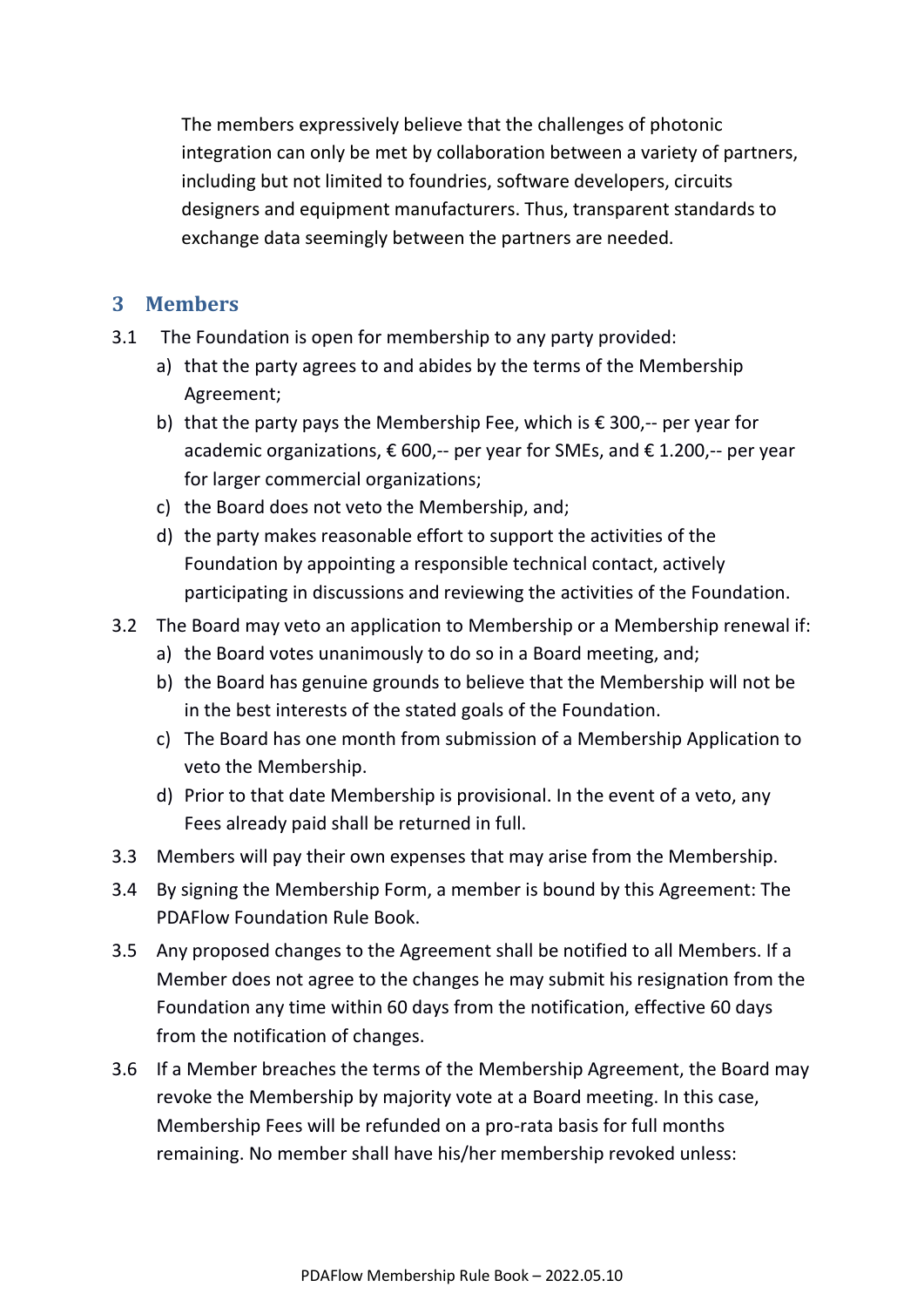The members expressively believe that the challenges of photonic integration can only be met by collaboration between a variety of partners, including but not limited to foundries, software developers, circuits designers and equipment manufacturers. Thus, transparent standards to exchange data seemingly between the partners are needed.

## 3 Members

3.1 The Foundation is open for membership to any party provided:

a) that the party agrees to and abides by the terms of the Membership Agreement;

b) that the party pays the Membership Fee, which is € 300,-- per year for academic organizations, € 600,-- per year for SMEs, and € 1.200,-- per year for larger commercial organizations;

c) the Board does not veto the Membership, and;

d) the party makes reasonable effort to support the activities of the Foundation by appointing a responsible technical contact, actively participating in discussions and reviewing the activities of the Foundation.

3.2 The Board may veto an application to Membership or a Membership renewal if:

a) the Board votes unanimously to do so in a Board meeting, and;

b) the Board has genuine grounds to believe that the Membership will not be in the best interests of the stated goals of the Foundation.

c) The Board has one month from submission of a Membership Application to veto the Membership.

d) Prior to that date Membership is provisional. In the event of a veto, any Fees already paid shall be returned in full.

3.3 Members will pay their own expenses that may arise from the Membership.

3.4 By signing the Membership Form, a member is bound by this Agreement: The PDAFlow Foundation Rule Book.

3.5 Any proposed changes to the Agreement shall be notified to all Members. If a Member does not agree to the changes he may submit his resignation from the Foundation any time within 60 days from the notification, effective 60 days from the notification of changes.

3.6 If a Member breaches the terms of the Membership Agreement, the Board may revoke the Membership by majority vote at a Board meeting. In this case, Membership Fees will be refunded on a pro-rata basis for full months remaining. No member shall have his/her membership revoked unless: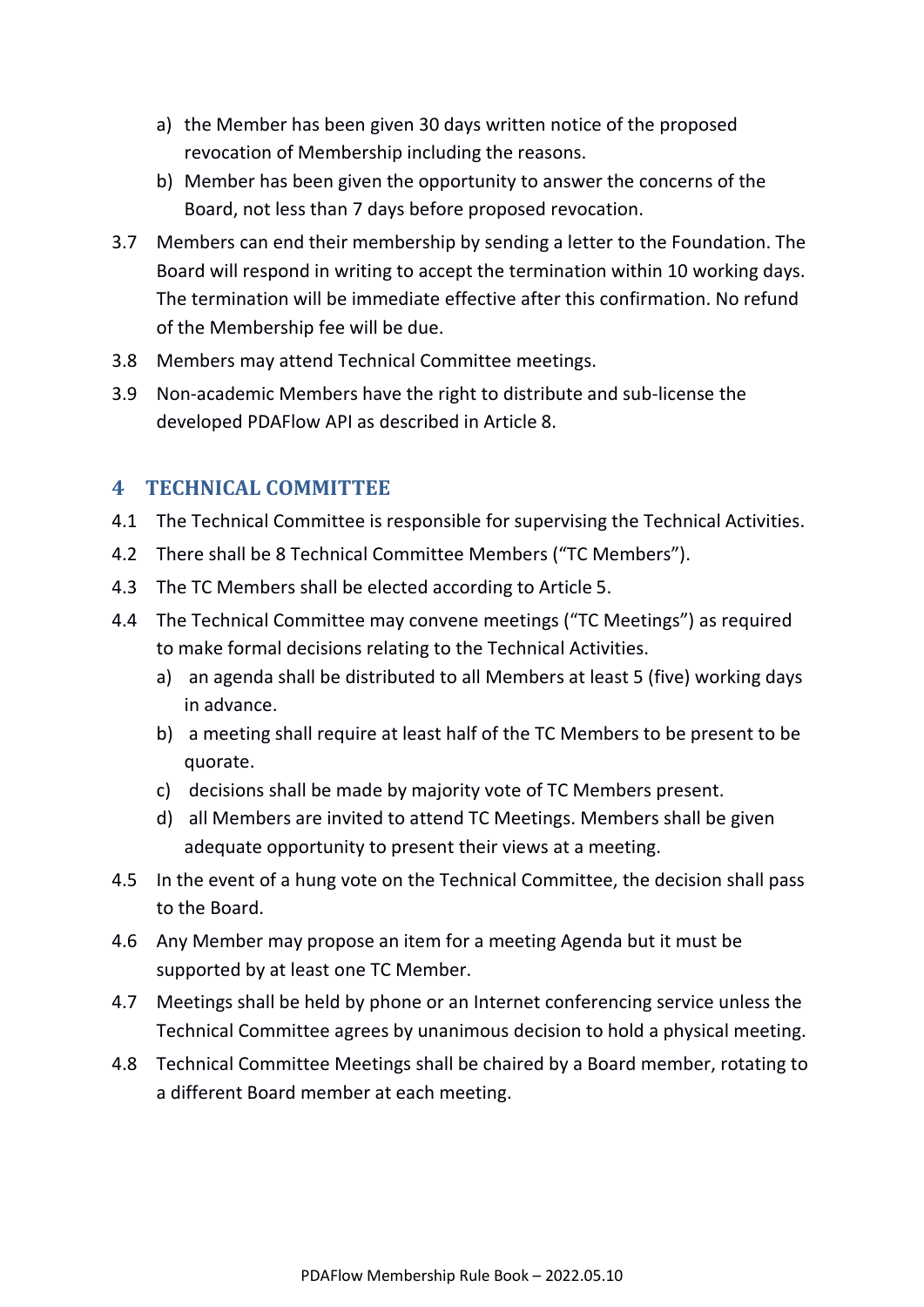a) the Member has been given 30 days written notice of the proposed revocation of Membership including the reasons.
b) Member has been given the opportunity to answer the concerns of the Board, not less than 7 days before proposed revocation.

3.7 Members can end their membership by sending a letter to the Foundation. The Board will respond in writing to accept the termination within 10 working days. The termination will be immediate effective after this confirmation. No refund of the Membership fee will be due.

3.8 Members may attend Technical Committee meetings.

3.9 Non-academic Members have the right to distribute and sub-license the developed PDAFlow API as described in Article 8.

## 4 TECHNICAL COMMITTEE

4.1 The Technical Committee is responsible for supervising the Technical Activities.

4.2 There shall be 8 Technical Committee Members ("TC Members").

4.3 The TC Members shall be elected according to Article 5.

4.4 The Technical Committee may convene meetings ("TC Meetings") as required to make formal decisions relating to the Technical Activities.

a) an agenda shall be distributed to all Members at least 5 (five) working days in advance.
b) a meeting shall require at least half of the TC Members to be present to be quorate.
c) decisions shall be made by majority vote of TC Members present.
d) all Members are invited to attend TC Meetings. Members shall be given adequate opportunity to present their views at a meeting.

4.5 In the event of a hung vote on the Technical Committee, the decision shall pass to the Board.

4.6 Any Member may propose an item for a meeting Agenda but it must be supported by at least one TC Member.

4.7 Meetings shall be held by phone or an Internet conferencing service unless the Technical Committee agrees by unanimous decision to hold a physical meeting.

4.8 Technical Committee Meetings shall be chaired by a Board member, rotating to a different Board member at each meeting.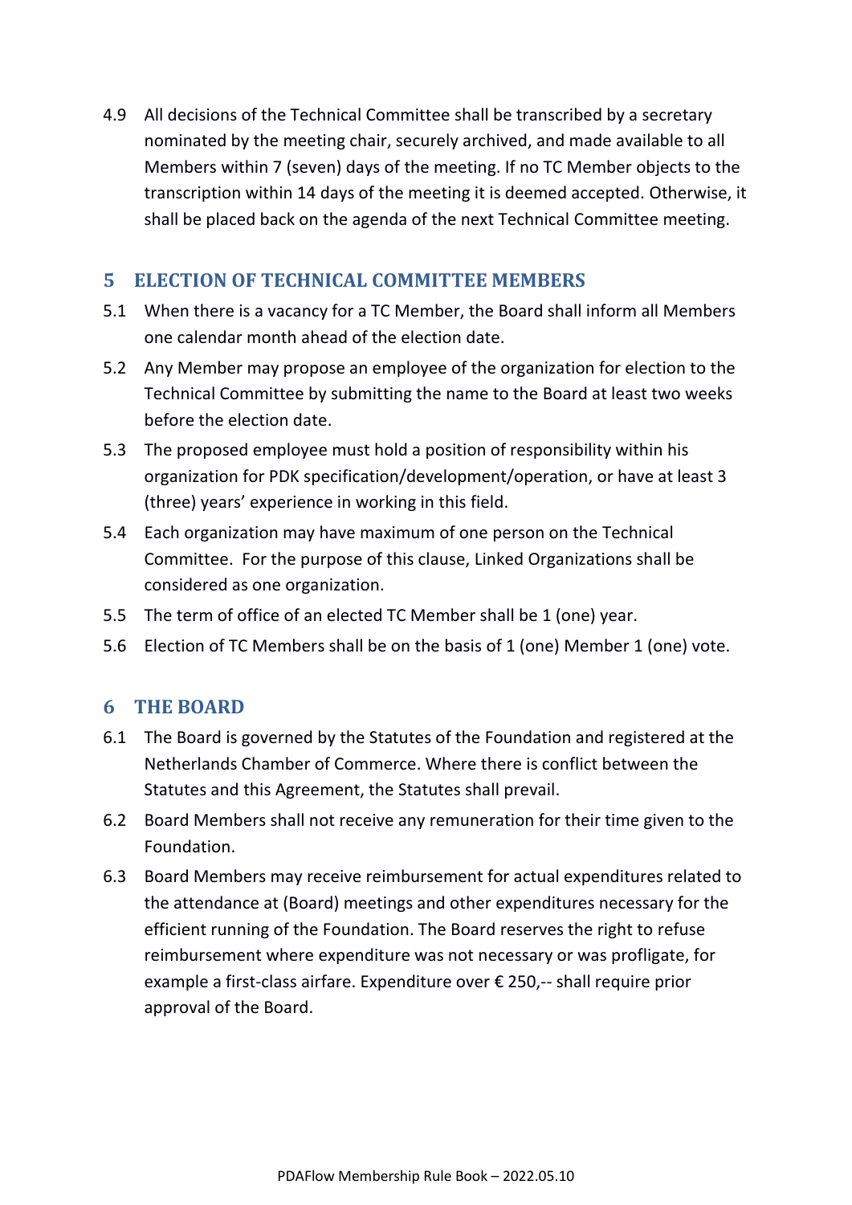4.9 All decisions of the Technical Committee shall be transcribed by a secretary nominated by the meeting chair, securely archived, and made available to all Members within 7 (seven) days of the meeting. If no TC Member objects to the transcription within 14 days of the meeting it is deemed accepted. Otherwise, it shall be placed back on the agenda of the next Technical Committee meeting.

## 5 ELECTION OF TECHNICAL COMMITTEE MEMBERS

5.1 When there is a vacancy for a TC Member, the Board shall inform all Members one calendar month ahead of the election date.

5.2 Any Member may propose an employee of the organization for election to the Technical Committee by submitting the name to the Board at least two weeks before the election date.

5.3 The proposed employee must hold a position of responsibility within his organization for PDK specification/development/operation, or have at least 3 (three) years' experience in working in this field.

5.4 Each organization may have maximum of one person on the Technical Committee. For the purpose of this clause, Linked Organizations shall be considered as one organization.

5.5 The term of office of an elected TC Member shall be 1 (one) year.

5.6 Election of TC Members shall be on the basis of 1 (one) Member 1 (one) vote.

## 6 THE BOARD

6.1 The Board is governed by the Statutes of the Foundation and registered at the Netherlands Chamber of Commerce. Where there is conflict between the Statutes and this Agreement, the Statutes shall prevail.

6.2 Board Members shall not receive any remuneration for their time given to the Foundation.

6.3 Board Members may receive reimbursement for actual expenditures related to the attendance at (Board) meetings and other expenditures necessary for the efficient running of the Foundation. The Board reserves the right to refuse reimbursement where expenditure was not necessary or was profligate, for example a first-class airfare. Expenditure over € 250,-- shall require prior approval of the Board.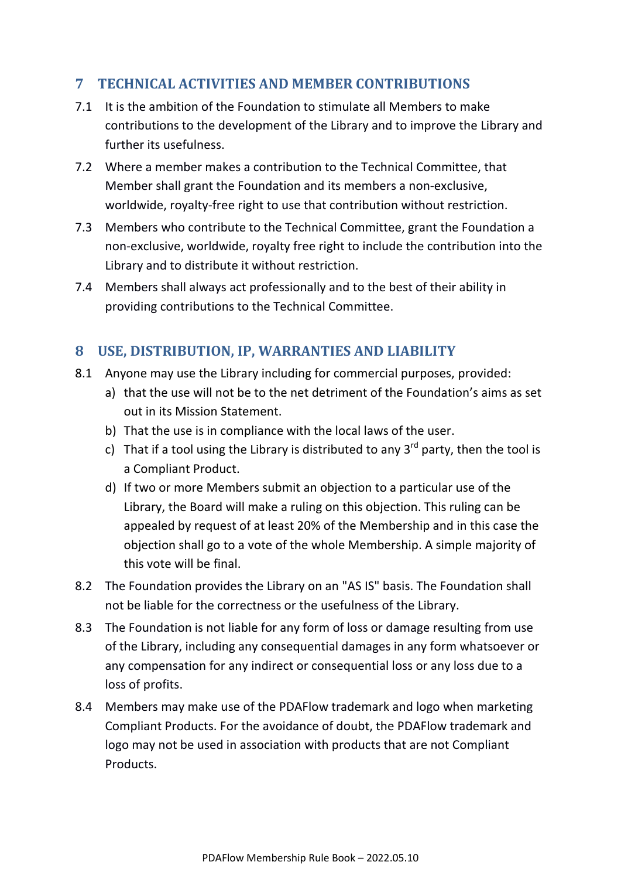## 7 TECHNICAL ACTIVITIES AND MEMBER CONTRIBUTIONS

7.1 It is the ambition of the Foundation to stimulate all Members to make contributions to the development of the Library and to improve the Library and further its usefulness.

7.2 Where a member makes a contribution to the Technical Committee, that Member shall grant the Foundation and its members a non-exclusive, worldwide, royalty-free right to use that contribution without restriction.

7.3 Members who contribute to the Technical Committee, grant the Foundation a non-exclusive, worldwide, royalty free right to include the contribution into the Library and to distribute it without restriction.

7.4 Members shall always act professionally and to the best of their ability in providing contributions to the Technical Committee.

## 8 USE, DISTRIBUTION, IP, WARRANTIES AND LIABILITY

8.1 Anyone may use the Library including for commercial purposes, provided:

a) that the use will not be to the net detriment of the Foundation's aims as set out in its Mission Statement.

b) That the use is in compliance with the local laws of the user.

c) That if a tool using the Library is distributed to any 3rd party, then the tool is a Compliant Product.

d) If two or more Members submit an objection to a particular use of the Library, the Board will make a ruling on this objection. This ruling can be appealed by request of at least 20% of the Membership and in this case the objection shall go to a vote of the whole Membership. A simple majority of this vote will be final.

8.2 The Foundation provides the Library on an "AS IS" basis. The Foundation shall not be liable for the correctness or the usefulness of the Library.

8.3 The Foundation is not liable for any form of loss or damage resulting from use of the Library, including any consequential damages in any form whatsoever or any compensation for any indirect or consequential loss or any loss due to a loss of profits.

8.4 Members may make use of the PDAFlow trademark and logo when marketing Compliant Products. For the avoidance of doubt, the PDAFlow trademark and logo may not be used in association with products that are not Compliant Products.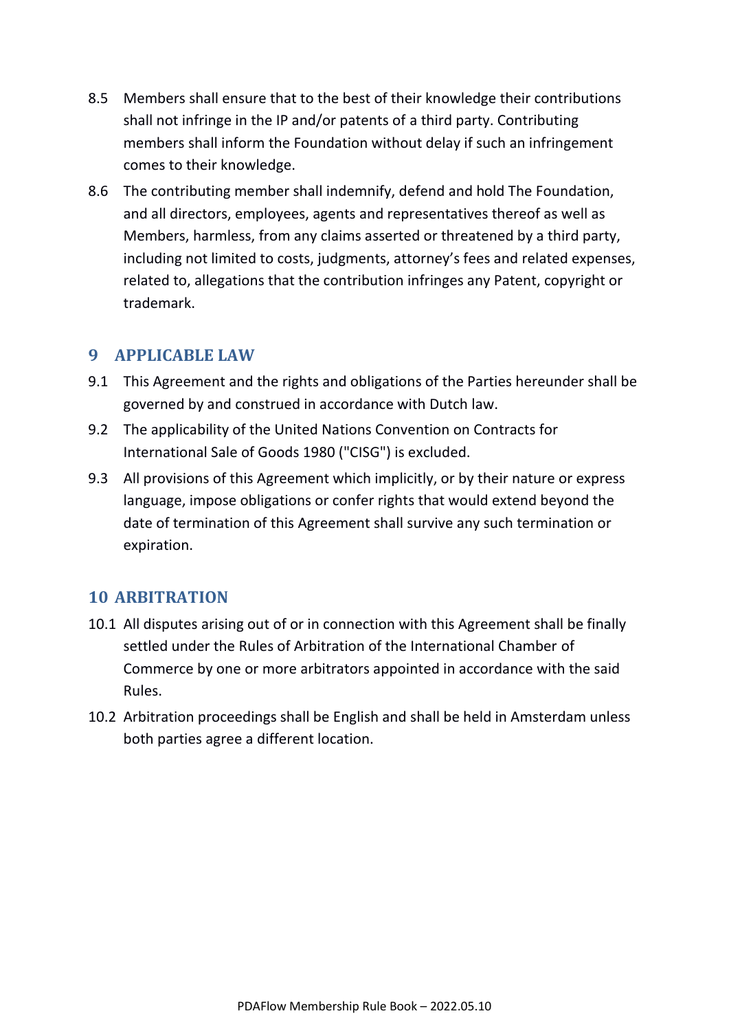8.5 Members shall ensure that to the best of their knowledge their contributions shall not infringe in the IP and/or patents of a third party. Contributing members shall inform the Foundation without delay if such an infringement comes to their knowledge.

8.6 The contributing member shall indemnify, defend and hold The Foundation, and all directors, employees, agents and representatives thereof as well as Members, harmless, from any claims asserted or threatened by a third party, including not limited to costs, judgments, attorney's fees and related expenses, related to, allegations that the contribution infringes any Patent, copyright or trademark.

## 9 APPLICABLE LAW

9.1 This Agreement and the rights and obligations of the Parties hereunder shall be governed by and construed in accordance with Dutch law.

9.2 The applicability of the United Nations Convention on Contracts for International Sale of Goods 1980 ("CISG") is excluded.

9.3 All provisions of this Agreement which implicitly, or by their nature or express language, impose obligations or confer rights that would extend beyond the date of termination of this Agreement shall survive any such termination or expiration.

## 10 ARBITRATION

10.1 All disputes arising out of or in connection with this Agreement shall be finally settled under the Rules of Arbitration of the International Chamber of Commerce by one or more arbitrators appointed in accordance with the said Rules.

10.2 Arbitration proceedings shall be English and shall be held in Amsterdam unless both parties agree a different location.